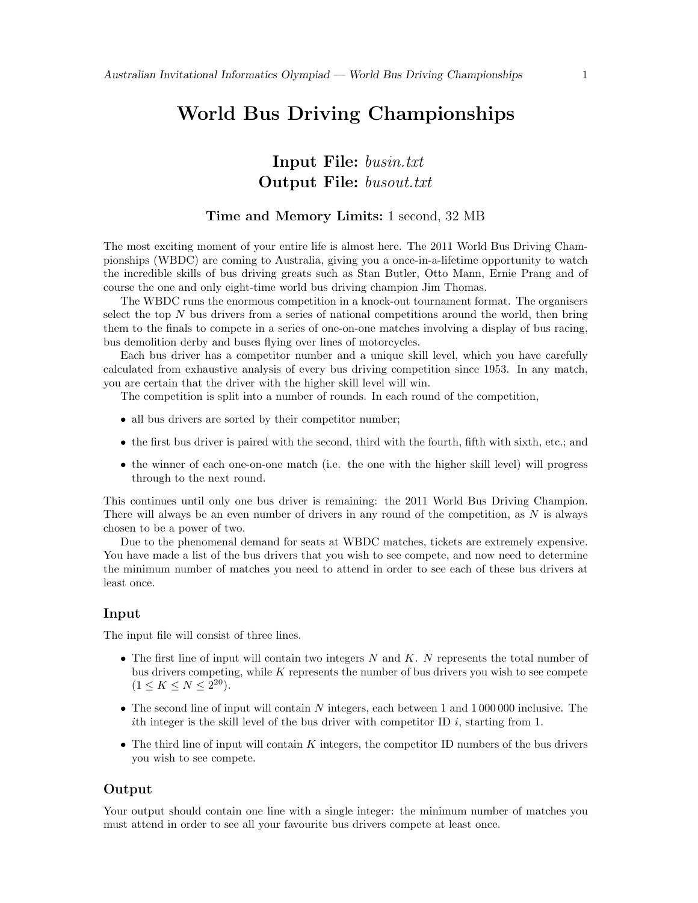# World Bus Driving Championships

## Input File: *busin.txt*
## Output File: *busout.txt*

### Time and Memory Limits: 1 second, 32 MB

The most exciting moment of your entire life is almost here. The 2011 World Bus Driving Championships (WBDC) are coming to Australia, giving you a once-in-a-lifetime opportunity to watch the incredible skills of bus driving greats such as Stan Butler, Otto Mann, Ernie Prang and of course the one and only eight-time world bus driving champion Jim Thomas.

The WBDC runs the enormous competition in a knock-out tournament format. The organisers select the top $N$ bus drivers from a series of national competitions around the world, then bring them to the finals to compete in a series of one-on-one matches involving a display of bus racing, bus demolition derby and buses flying over lines of motorcycles.

Each bus driver has a competitor number and a unique skill level, which you have carefully calculated from exhaustive analysis of every bus driving competition since 1953. In any match, you are certain that the driver with the higher skill level will win.

The competition is split into a number of rounds. In each round of the competition,

- all bus drivers are sorted by their competitor number;
- the first bus driver is paired with the second, third with the fourth, fifth with sixth, etc.; and
- the winner of each one-on-one match (i.e. the one with the higher skill level) will progress through to the next round.

This continues until only one bus driver is remaining: the 2011 World Bus Driving Champion. There will always be an even number of drivers in any round of the competition, as $N$ is always chosen to be a power of two.

Due to the phenomenal demand for seats at WBDC matches, tickets are extremely expensive. You have made a list of the bus drivers that you wish to see compete, and now need to determine the minimum number of matches you need to attend in order to see each of these bus drivers at least once.

## Input

The input file will consist of three lines.

- The first line of input will contain two integers $N$ and $K$. $N$ represents the total number of bus drivers competing, while $K$ represents the number of bus drivers you wish to see compete ($1 \le K \le N \le 2^{20}$).
- The second line of input will contain $N$ integers, each between 1 and 1 000 000 inclusive. The $i$th integer is the skill level of the bus driver with competitor ID $i$, starting from 1.
- The third line of input will contain $K$ integers, the competitor ID numbers of the bus drivers you wish to see compete.

## Output

Your output should contain one line with a single integer: the minimum number of matches you must attend in order to see all your favourite bus drivers compete at least once.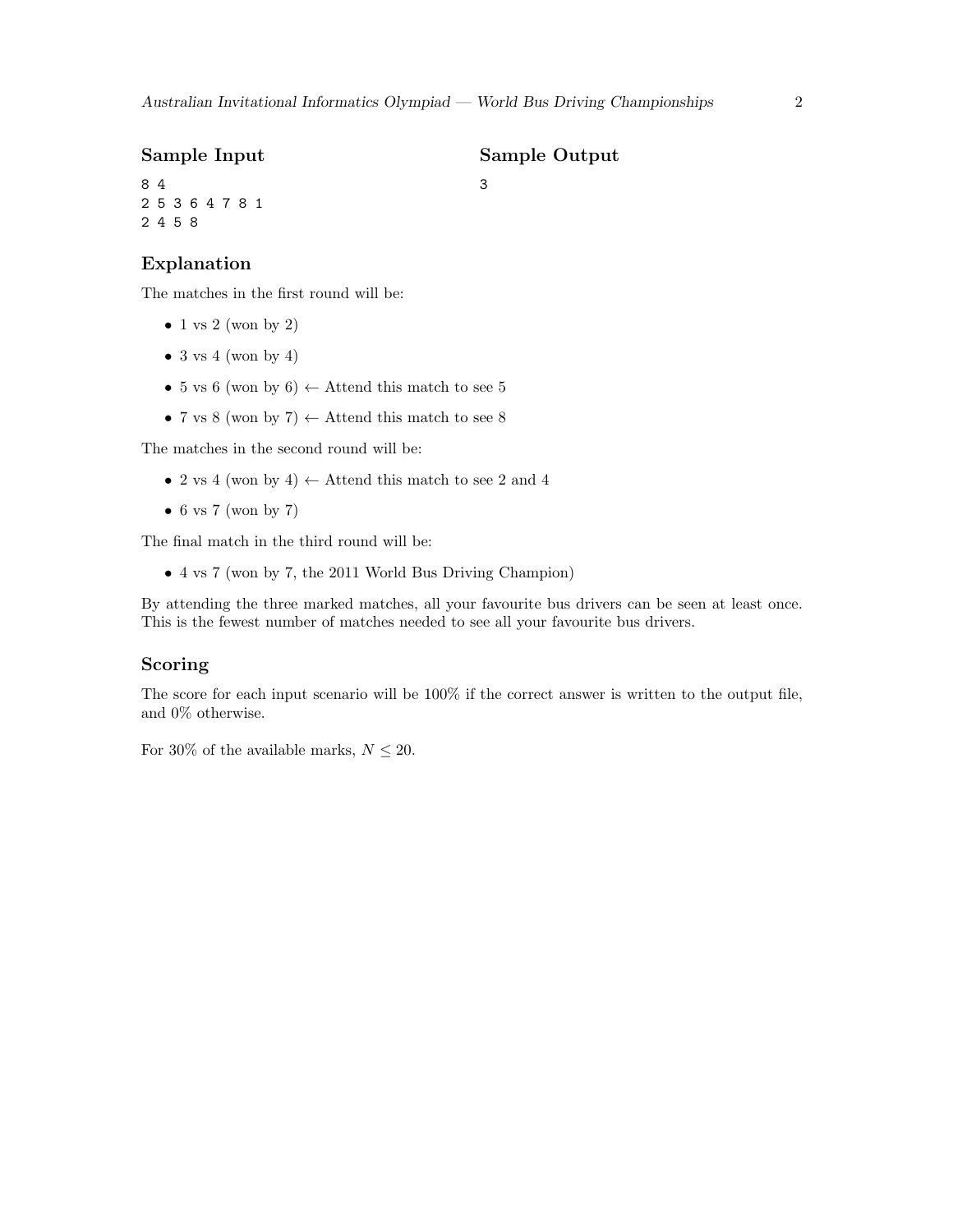## Sample Input

```
8 4
2 5 3 6 4 7 8 1
2 4 5 8
```

## Sample Output

```
3
```

## Explanation

The matches in the first round will be:

- 1 vs 2 (won by 2)
- 3 vs 4 (won by 4)
- 5 vs 6 (won by 6) ← Attend this match to see 5
- 7 vs 8 (won by 7) ← Attend this match to see 8

The matches in the second round will be:

- 2 vs 4 (won by 4) ← Attend this match to see 2 and 4
- 6 vs 7 (won by 7)

The final match in the third round will be:

- 4 vs 7 (won by 7, the 2011 World Bus Driving Champion)

By attending the three marked matches, all your favourite bus drivers can be seen at least once. This is the fewest number of matches needed to see all your favourite bus drivers.

## Scoring

The score for each input scenario will be 100% if the correct answer is written to the output file, and 0% otherwise.

For 30% of the available marks, $N \leq 20$.